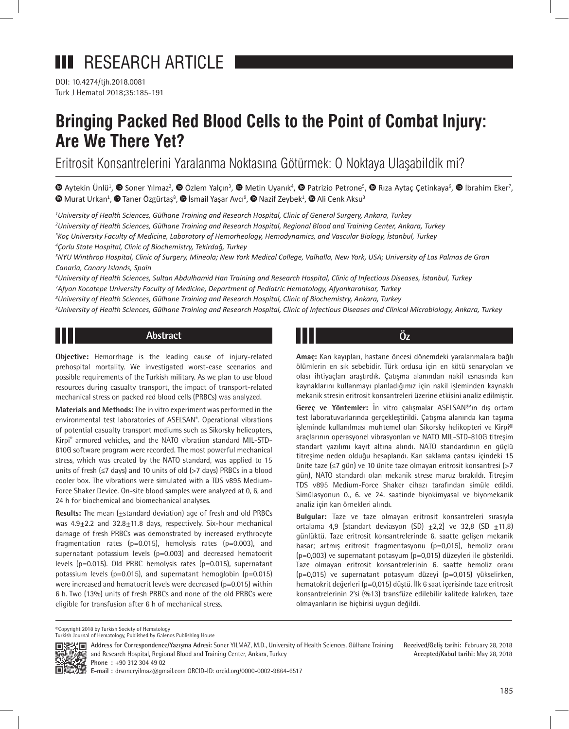# RESEARCH ARTICLE

DOI: 10.4274/tjh.2018.0081
Turk J Hematol 2018;35:185-191

# Bringing Packed Red Blood Cells to the Point of Combat Injury: Are We There Yet?

## Eritrosit Konsantrelerini Yaralanma Noktasına Götürmek: O Noktaya Ulaşabildik mi?

Aytekin Ünlü[1], Soner Yılmaz[2], Özlem Yalçın[3], Metin Uyanık[4], Patrizio Petrone[5], Rıza Aytaç Çetinkaya[6], İbrahim Eker[7], Murat Urkan[1], Taner Özgürtaş[8], İsmail Yaşar Avcı[9], Nazif Zeybek[1], Ali Cenk Aksu[3]

[1]*University of Health Sciences, Gülhane Training and Research Hospital, Clinic of General Surgery, Ankara, Turkey*
[2]*University of Health Sciences, Gülhane Training and Research Hospital, Regional Blood and Training Center, Ankara, Turkey*
[3]*Koç University Faculty of Medicine, Laboratory of Hemorheology, Hemodynamics, and Vascular Biology, İstanbul, Turkey*
[4]*Çorlu State Hospital, Clinic of Biochemistry, Tekirdağ, Turkey*
[5]*NYU Winthrop Hospital, Clinic of Surgery, Mineola; New York Medical College, Valhalla, New York, USA; University of Las Palmas de Gran Canaria, Canary Islands, Spain*
[6]*University of Health Sciences, Sultan Abdulhamid Han Training and Research Hospital, Clinic of Infectious Diseases, İstanbul, Turkey*
[7]*Afyon Kocatepe University Faculty of Medicine, Department of Pediatric Hematology, Afyonkarahisar, Turkey*
[8]*University of Health Sciences, Gülhane Training and Research Hospital, Clinic of Biochemistry, Ankara, Turkey*
[9]*University of Health Sciences, Gülhane Training and Research Hospital, Clinic of Infectious Diseases and Clinical Microbiology, Ankara, Turkey*

## Abstract

**Objective:** Hemorrhage is the leading cause of injury-related prehospital mortality. We investigated worst-case scenarios and possible requirements of the Turkish military. As we plan to use blood resources during casualty transport, the impact of transport-related mechanical stress on packed red blood cells (PRBCs) was analyzed.

**Materials and Methods:** The in vitro experiment was performed in the environmental test laboratories of ASELSAN®. Operational vibrations of potential casualty transport mediums such as Sikorsky helicopters, Kirpi® armored vehicles, and the NATO vibration standard MIL-STD-810G software program were recorded. The most powerful mechanical stress, which was created by the NATO standard, was applied to 15 units of fresh (≤7 days) and 10 units of old (>7 days) PRBCs in a blood cooler box. The vibrations were simulated with a TDS v895 Medium-Force Shaker Device. On-site blood samples were analyzed at 0, 6, and 24 h for biochemical and biomechanical analyses.

**Results:** The mean (±standard deviation) age of fresh and old PRBCs was 4.9±2.2 and 32.8±11.8 days, respectively. Six-hour mechanical damage of fresh PRBCs was demonstrated by increased erythrocyte fragmentation rates (p=0.015), hemolysis rates (p=0.003), and supernatant potassium levels (p=0.003) and decreased hematocrit levels (p=0.015). Old PRBC hemolysis rates (p=0.015), supernatant potassium levels (p=0.015), and supernatant hemoglobin (p=0.015) were increased and hematocrit levels were decreased (p=0.015) within 6 h. Two (13%) units of fresh PRBCs and none of the old PRBCs were eligible for transfusion after 6 h of mechanical stress.

## Öz

**Amaç:** Kan kayıpları, hastane öncesi dönemdeki yaralanmalara bağlı ölümlerin en sık sebebidir. Türk ordusu için en kötü senaryoları ve olası ihtiyaçları araştırdık. Çatışma alanından nakil esnasında kan kaynaklarını kullanmayı planladığımız için nakil işleminden kaynaklı mekanik stresin eritrosit konsantreleri üzerine etkisini analiz edilmiştir.

**Gereç ve Yöntemler:** İn vitro çalışmalar ASELSAN®'ın dış ortam test laboratuvarlarında gerçekleştirildi. Çatışma alanında kan taşıma işleminde kullanılması muhtemel olan Sikorsky helikopteri ve Kirpi® araçlarının operasyonel vibrasyonları ve NATO MIL-STD-810G titreşim standart yazılımı kayıt altına alındı. NATO standardının en güçlü titreşime neden olduğu hesaplandı. Kan saklama çantası içindeki 15 ünite taze (≤7 gün) ve 10 ünite taze olmayan eritrosit konsantresi (>7 gün), NATO standardı olan mekanik strese maruz bırakıldı. Titreşim TDS v895 Medium-Force Shaker cihazı tarafından simüle edildi. Simülasyonun 0., 6. ve 24. saatinde biyokimyasal ve biyomekanik analiz için kan örnekleri alındı.

**Bulgular:** Taze ve taze olmayan eritrosit konsantreleri sırasıyla ortalama 4,9 [standart deviasyon (SD) ±2,2] ve 32,8 (SD ±11,8) günlüktü. Taze eritrosit konsantrelerinde 6. saatte gelişen mekanik hasar; artmış eritrosit fragmentasyonu (p=0,015), hemoliz oranı (p=0,003) ve supernatant potasyum (p=0,015) düzeyleri ile gösterildi. Taze olmayan eritrosit konsantrelerinin 6. saatte hemoliz oranı (p=0,015) ve supernatant potasyum düzeyi (p=0,015) yükselirken, hematokrit değerleri (p=0,015) düştü. İlk 6 saat içerisinde taze eritrosit konsantrelerinin 2'si (%13) transfüze edilebilir kalitede kalırken, taze olmayanların ise hiçbirisi uygun değildi.

©Copyright 2018 by Turkish Society of Hematology
Turkish Journal of Hematology, Published by Galenos Publishing House

**Address for Correspondence/Yazışma Adresi:** Soner YILMAZ, M.D., University of Health Sciences, Gülhane Training and Research Hospital, Regional Blood and Training Center, Ankara, Turkey
**Phone :** +90 312 304 49 02
**E-mail :** drsoneryilmaz@gmail.com ORCID-ID: orcid.org/0000-0002-9864-6517

**Received/Geliş tarihi:** February 28, 2018
**Accepted/Kabul tarihi:** May 28, 2018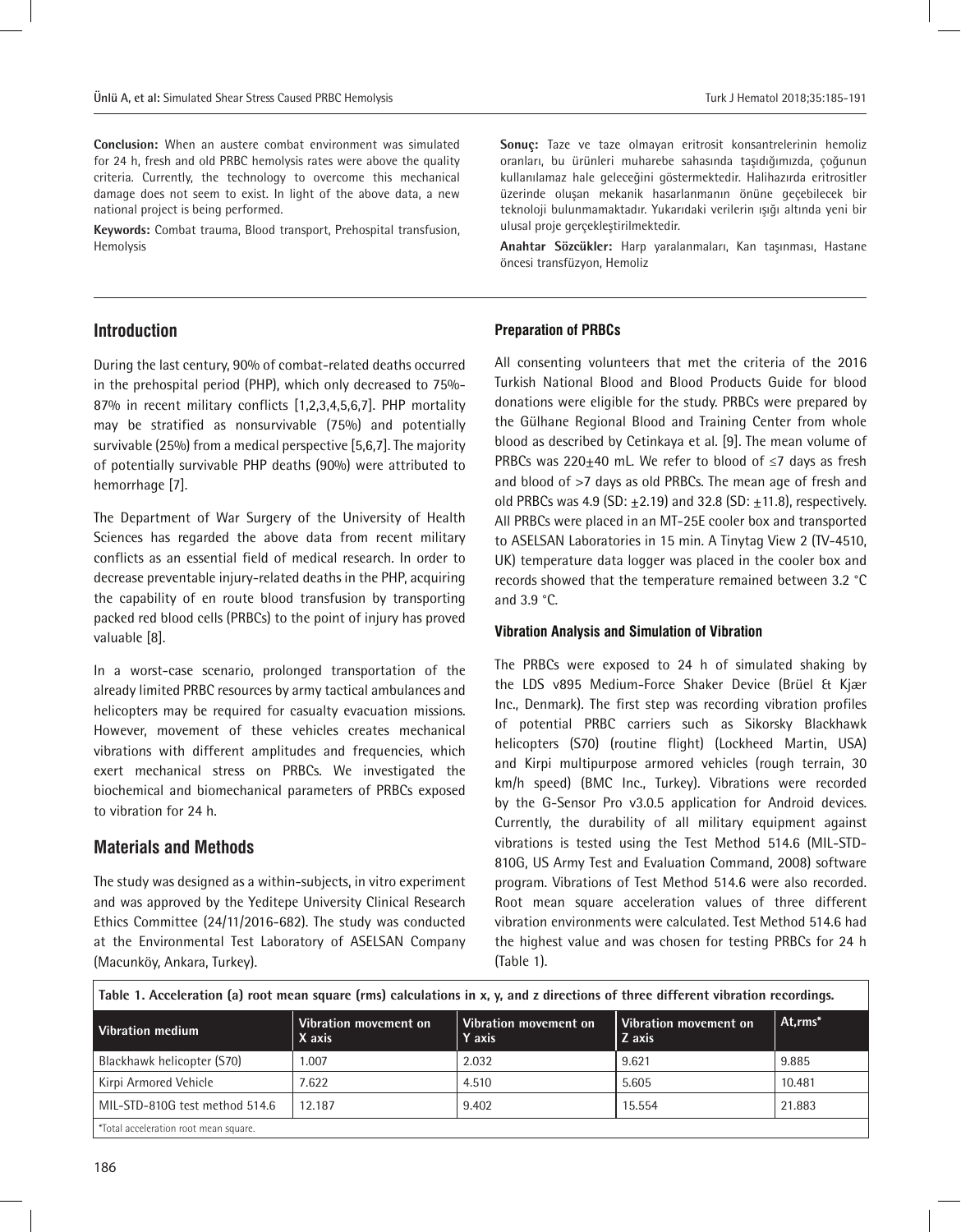**Conclusion:** When an austere combat environment was simulated for 24 h, fresh and old PRBC hemolysis rates were above the quality criteria. Currently, the technology to overcome this mechanical damage does not seem to exist. In light of the above data, a new national project is being performed.

**Keywords:** Combat trauma, Blood transport, Prehospital transfusion, Hemolysis

**Sonuç:** Taze ve taze olmayan eritrosit konsantrelerinin hemoliz oranları, bu ürünleri muharebe sahasında taşıdığımızda, çoğunun kullanılamaz hale geleceğini göstermektedir. Halihazırda eritrositler üzerinde oluşan mekanik hasarlanmanın önüne geçebilecek bir teknoloji bulunmamaktadır. Yukarıdaki verilerin ışığı altında yeni bir ulusal proje gerçekleştirilmektedir.

**Anahtar Sözcükler:** Harp yaralanmaları, Kan taşınması, Hastane öncesi transfüzyon, Hemoliz

## Introduction

During the last century, 90% of combat-related deaths occurred in the prehospital period (PHP), which only decreased to 75%-87% in recent military conflicts [1,2,3,4,5,6,7]. PHP mortality may be stratified as nonsurvivable (75%) and potentially survivable (25%) from a medical perspective [5,6,7]. The majority of potentially survivable PHP deaths (90%) were attributed to hemorrhage [7].

The Department of War Surgery of the University of Health Sciences has regarded the above data from recent military conflicts as an essential field of medical research. In order to decrease preventable injury-related deaths in the PHP, acquiring the capability of en route blood transfusion by transporting packed red blood cells (PRBCs) to the point of injury has proved valuable [8].

In a worst-case scenario, prolonged transportation of the already limited PRBC resources by army tactical ambulances and helicopters may be required for casualty evacuation missions. However, movement of these vehicles creates mechanical vibrations with different amplitudes and frequencies, which exert mechanical stress on PRBCs. We investigated the biochemical and biomechanical parameters of PRBCs exposed to vibration for 24 h.

## Materials and Methods

The study was designed as a within-subjects, in vitro experiment and was approved by the Yeditepe University Clinical Research Ethics Committee (24/11/2016-682). The study was conducted at the Environmental Test Laboratory of ASELSAN Company (Macunköy, Ankara, Turkey).

### Preparation of PRBCs

All consenting volunteers that met the criteria of the 2016 Turkish National Blood and Blood Products Guide for blood donations were eligible for the study. PRBCs were prepared by the Gülhane Regional Blood and Training Center from whole blood as described by Cetinkaya et al. [9]. The mean volume of PRBCs was 220±40 mL. We refer to blood of ≤7 days as fresh and blood of >7 days as old PRBCs. The mean age of fresh and old PRBCs was 4.9 (SD: ±2.19) and 32.8 (SD: ±11.8), respectively. All PRBCs were placed in an MT-25E cooler box and transported to ASELSAN Laboratories in 15 min. A Tinytag View 2 (TV-4510, UK) temperature data logger was placed in the cooler box and records showed that the temperature remained between 3.2 °C and 3.9 °C.

### Vibration Analysis and Simulation of Vibration

The PRBCs were exposed to 24 h of simulated shaking by the LDS v895 Medium-Force Shaker Device (Brüel & Kjær Inc., Denmark). The first step was recording vibration profiles of potential PRBC carriers such as Sikorsky Blackhawk helicopters (S70) (routine flight) (Lockheed Martin, USA) and Kirpi multipurpose armored vehicles (rough terrain, 30 km/h speed) (BMC Inc., Turkey). Vibrations were recorded by the G-Sensor Pro v3.0.5 application for Android devices. Currently, the durability of all military equipment against vibrations is tested using the Test Method 514.6 (MIL-STD-810G, US Army Test and Evaluation Command, 2008) software program. Vibrations of Test Method 514.6 were also recorded. Root mean square acceleration values of three different vibration environments were calculated. Test Method 514.6 had the highest value and was chosen for testing PRBCs for 24 h (Table 1).

**Table 1. Acceleration (a) root mean square (rms) calculations in x, y, and z directions of three different vibration recordings.**

| Vibration medium | Vibration movement on X axis | Vibration movement on Y axis | Vibration movement on Z axis | At,rms* |
|---|---|---|---|---|
| Blackhawk helicopter (S70) | 1.007 | 2.032 | 9.621 | 9.885 |
| Kirpi Armored Vehicle | 7.622 | 4.510 | 5.605 | 10.481 |
| MIL-STD-810G test method 514.6 | 12.187 | 9.402 | 15.554 | 21.883 |

*Total acceleration root mean square.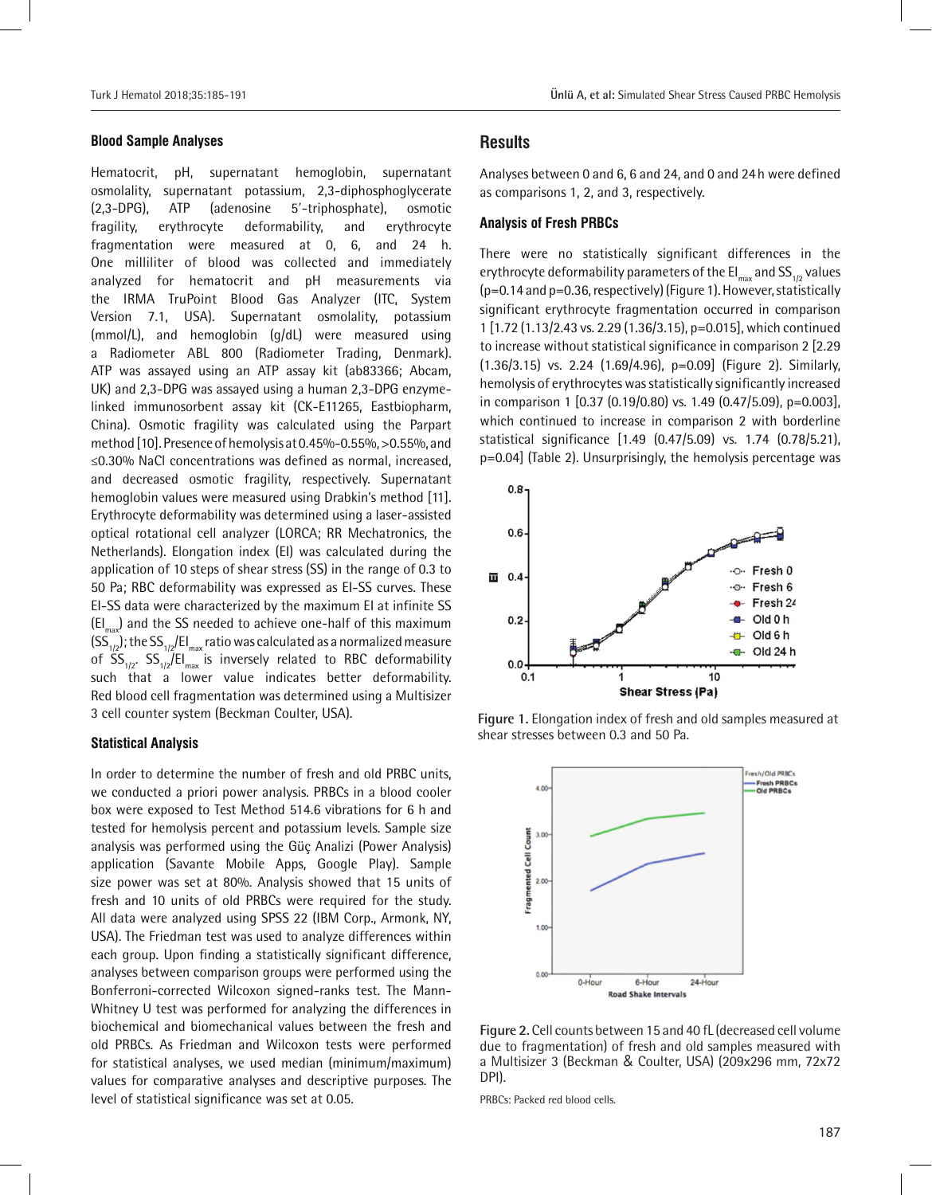### Blood Sample Analyses

Hematocrit, pH, supernatant hemoglobin, supernatant osmolality, supernatant potassium, 2,3-diphosphoglycerate (2,3-DPG), ATP (adenosine 5′-triphosphate), osmotic fragility, erythrocyte deformability, and erythrocyte fragmentation were measured at 0, 6, and 24 h. One milliliter of blood was collected and immediately analyzed for hematocrit and pH measurements via the IRMA TruPoint Blood Gas Analyzer (ITC, System Version 7.1, USA). Supernatant osmolality, potassium (mmol/L), and hemoglobin (g/dL) were measured using a Radiometer ABL 800 (Radiometer Trading, Denmark). ATP was assayed using an ATP assay kit (ab83366; Abcam, UK) and 2,3-DPG was assayed using a human 2,3-DPG enzyme-linked immunosorbent assay kit (CK-E11265, Eastbiopharm, China). Osmotic fragility was calculated using the Parpart method [10]. Presence of hemolysis at 0.45%-0.55%, >0.55%, and ≤0.30% NaCl concentrations was defined as normal, increased, and decreased osmotic fragility, respectively. Supernatant hemoglobin values were measured using Drabkin's method [11]. Erythrocyte deformability was determined using a laser-assisted optical rotational cell analyzer (LORCA; RR Mechatronics, the Netherlands). Elongation index (EI) was calculated during the application of 10 steps of shear stress (SS) in the range of 0.3 to 50 Pa; RBC deformability was expressed as EI-SS curves. These EI-SS data were characterized by the maximum EI at infinite SS ($EI_{max}$) and the SS needed to achieve one-half of this maximum ($SS_{1/2}$); the $SS_{1/2}/EI_{max}$ ratio was calculated as a normalized measure of $SS_{1/2}$. $SS_{1/2}/EI_{max}$ is inversely related to RBC deformability such that a lower value indicates better deformability. Red blood cell fragmentation was determined using a Multisizer 3 cell counter system (Beckman Coulter, USA).

### Statistical Analysis

In order to determine the number of fresh and old PRBC units, we conducted a priori power analysis. PRBCs in a blood cooler box were exposed to Test Method 514.6 vibrations for 6 h and tested for hemolysis percent and potassium levels. Sample size analysis was performed using the Güç Analizi (Power Analysis) application (Savante Mobile Apps, Google Play). Sample size power was set at 80%. Analysis showed that 15 units of fresh and 10 units of old PRBCs were required for the study. All data were analyzed using SPSS 22 (IBM Corp., Armonk, NY, USA). The Friedman test was used to analyze differences within each group. Upon finding a statistically significant difference, analyses between comparison groups were performed using the Bonferroni-corrected Wilcoxon signed-ranks test. The Mann-Whitney U test was performed for analyzing the differences in biochemical and biomechanical values between the fresh and old PRBCs. As Friedman and Wilcoxon tests were performed for statistical analyses, we used median (minimum/maximum) values for comparative analyses and descriptive purposes. The level of statistical significance was set at 0.05.

## Results

Analyses between 0 and 6, 6 and 24, and 0 and 24 h were defined as comparisons 1, 2, and 3, respectively.

### Analysis of Fresh PRBCs

There were no statistically significant differences in the erythrocyte deformability parameters of the $EI_{max}$ and $SS_{1/2}$ values ($p=0.14$ and $p=0.36$, respectively) (Figure 1). However, statistically significant erythrocyte fragmentation occurred in comparison 1 [1.72 (1.13/2.43 vs. 2.29 (1.36/3.15), $p=0.015$], which continued to increase without statistical significance in comparison 2 [2.29 (1.36/3.15) vs. 2.24 (1.69/4.96), $p=0.09$] (Figure 2). Similarly, hemolysis of erythrocytes was statistically significantly increased in comparison 1 [0.37 (0.19/0.80) vs. 1.49 (0.47/5.09), $p=0.003$], which continued to increase in comparison 2 with borderline statistical significance [1.49 (0.47/5.09) vs. 1.74 (0.78/5.21), $p=0.04$] (Table 2). Unsurprisingly, the hemolysis percentage was

Figure 1. Elongation index of fresh and old samples measured at shear stresses between 0.3 and 50 Pa.

Figure 2. Cell counts between 15 and 40 fL (decreased cell volume due to fragmentation) of fresh and old samples measured with a Multisizer 3 (Beckman & Coulter, USA) (209x296 mm, 72x72 DPI).

PRBCs: Packed red blood cells.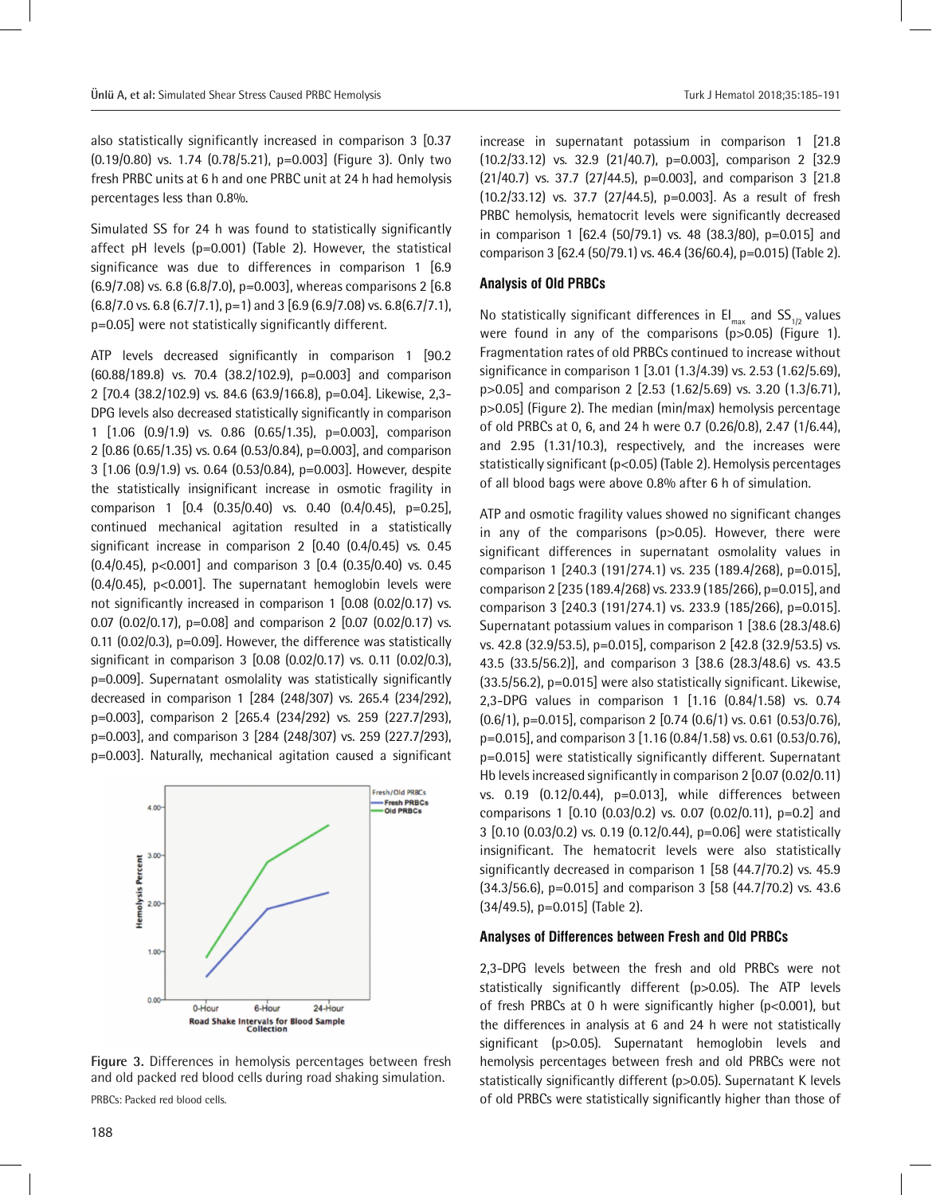also statistically significantly increased in comparison 3 [0.37 (0.19/0.80) vs. 1.74 (0.78/5.21), p=0.003] (Figure 3). Only two fresh PRBC units at 6 h and one PRBC unit at 24 h had hemolysis percentages less than 0.8%.

Simulated SS for 24 h was found to statistically significantly affect pH levels (p=0.001) (Table 2). However, the statistical significance was due to differences in comparison 1 [6.9 (6.9/7.08) vs. 6.8 (6.8/7.0), p=0.003], whereas comparisons 2 [6.8 (6.8/7.0 vs. 6.8 (6.7/7.1), p=1) and 3 [6.9 (6.9/7.08) vs. 6.8(6.7/7.1), p=0.05] were not statistically significantly different.

ATP levels decreased significantly in comparison 1 [90.2 (60.88/189.8) vs. 70.4 (38.2/102.9), p=0.003] and comparison 2 [70.4 (38.2/102.9) vs. 84.6 (63.9/166.8), p=0.04]. Likewise, 2,3-DPG levels also decreased statistically significantly in comparison 1 [1.06 (0.9/1.9) vs. 0.86 (0.65/1.35), p=0.003], comparison 2 [0.86 (0.65/1.35) vs. 0.64 (0.53/0.84), p=0.003], and comparison 3 [1.06 (0.9/1.9) vs. 0.64 (0.53/0.84), p=0.003]. However, despite the statistically insignificant increase in osmotic fragility in comparison 1 [0.4 (0.35/0.40) vs. 0.40 (0.4/0.45), p=0.25], continued mechanical agitation resulted in a statistically significant increase in comparison 2 [0.40 (0.4/0.45) vs. 0.45 (0.4/0.45), p<0.001] and comparison 3 [0.4 (0.35/0.40) vs. 0.45 (0.4/0.45), p<0.001]. The supernatant hemoglobin levels were not significantly increased in comparison 1 [0.08 (0.02/0.17) vs. 0.07 (0.02/0.17), p=0.08] and comparison 2 [0.07 (0.02/0.17) vs. 0.11 (0.02/0.3), p=0.09]. However, the difference was statistically significant in comparison 3 [0.08 (0.02/0.17) vs. 0.11 (0.02/0.3), p=0.009]. Supernatant osmolality was statistically significantly decreased in comparison 1 [284 (248/307) vs. 265.4 (234/292), p=0.003], comparison 2 [265.4 (234/292) vs. 259 (227.7/293), p=0.003], and comparison 3 [284 (248/307) vs. 259 (227.7/293), p=0.003]. Naturally, mechanical agitation caused a significant increase in supernatant potassium in comparison 1 [21.8 (10.2/33.12) vs. 32.9 (21/40.7), p=0.003], comparison 2 [32.9 (21/40.7) vs. 37.7 (27/44.5), p=0.003], and comparison 3 [21.8 (10.2/33.12) vs. 37.7 (27/44.5), p=0.003]. As a result of fresh PRBC hemolysis, hematocrit levels were significantly decreased in comparison 1 [62.4 (50/79.1) vs. 48 (38.3/80), p=0.015] and comparison 3 [62.4 (50/79.1) vs. 46.4 (36/60.4), p=0.015] (Table 2).

Figure 3. Differences in hemolysis percentages between fresh and old packed red blood cells during road shaking simulation.

PRBCs: Packed red blood cells.

### Analysis of Old PRBCs

No statistically significant differences in $EI_{max}$ and $SS_{1/2}$ values were found in any of the comparisons (p>0.05) (Figure 1). Fragmentation rates of old PRBCs continued to increase without significance in comparison 1 [3.01 (1.3/4.39) vs. 2.53 (1.62/5.69), p>0.05] and comparison 2 [2.53 (1.62/5.69) vs. 3.20 (1.3/6.71), p>0.05] (Figure 2). The median (min/max) hemolysis percentage of old PRBCs at 0, 6, and 24 h were 0.7 (0.26/0.8), 2.47 (1/6.44), and 2.95 (1.31/10.3), respectively, and the increases were statistically significant (p<0.05) (Table 2). Hemolysis percentages of all blood bags were above 0.8% after 6 h of simulation.

ATP and osmotic fragility values showed no significant changes in any of the comparisons (p>0.05). However, there were significant differences in supernatant osmolality values in comparison 1 [240.3 (191/274.1) vs. 235 (189.4/268), p=0.015], comparison 2 [235 (189.4/268) vs. 233.9 (185/266), p=0.015], and comparison 3 [240.3 (191/274.1) vs. 233.9 (185/266), p=0.015]. Supernatant potassium values in comparison 1 [38.6 (28.3/48.6) vs. 42.8 (32.9/53.5), p=0.015], comparison 2 [42.8 (32.9/53.5) vs. 43.5 (33.5/56.2)], and comparison 3 [38.6 (28.3/48.6) vs. 43.5 (33.5/56.2), p=0.015] were also statistically significant. Likewise, 2,3-DPG values in comparison 1 [1.16 (0.84/1.58) vs. 0.74 (0.6/1), p=0.015], comparison 2 [0.74 (0.6/1) vs. 0.61 (0.53/0.76), p=0.015], and comparison 3 [1.16 (0.84/1.58) vs. 0.61 (0.53/0.76), p=0.015] were statistically significantly different. Supernatant Hb levels increased significantly in comparison 2 [0.07 (0.02/0.11) vs. 0.19 (0.12/0.44), p=0.013], while differences between comparisons 1 [0.10 (0.03/0.2) vs. 0.07 (0.02/0.11), p=0.2] and 3 [0.10 (0.03/0.2) vs. 0.19 (0.12/0.44), p=0.06] were statistically insignificant. The hematocrit levels were also statistically significantly decreased in comparison 1 [58 (44.7/70.2) vs. 45.9 (34.3/56.6), p=0.015] and comparison 3 [58 (44.7/70.2) vs. 43.6 (34/49.5), p=0.015] (Table 2).

### Analyses of Differences between Fresh and Old PRBCs

2,3-DPG levels between the fresh and old PRBCs were not statistically significantly different (p>0.05). The ATP levels of fresh PRBCs at 0 h were significantly higher (p<0.001), but the differences in analysis at 6 and 24 h were not statistically significant (p>0.05). Supernatant hemoglobin levels and hemolysis percentages between fresh and old PRBCs were not statistically significantly different (p>0.05). Supernatant K levels of old PRBCs were statistically significantly higher than those of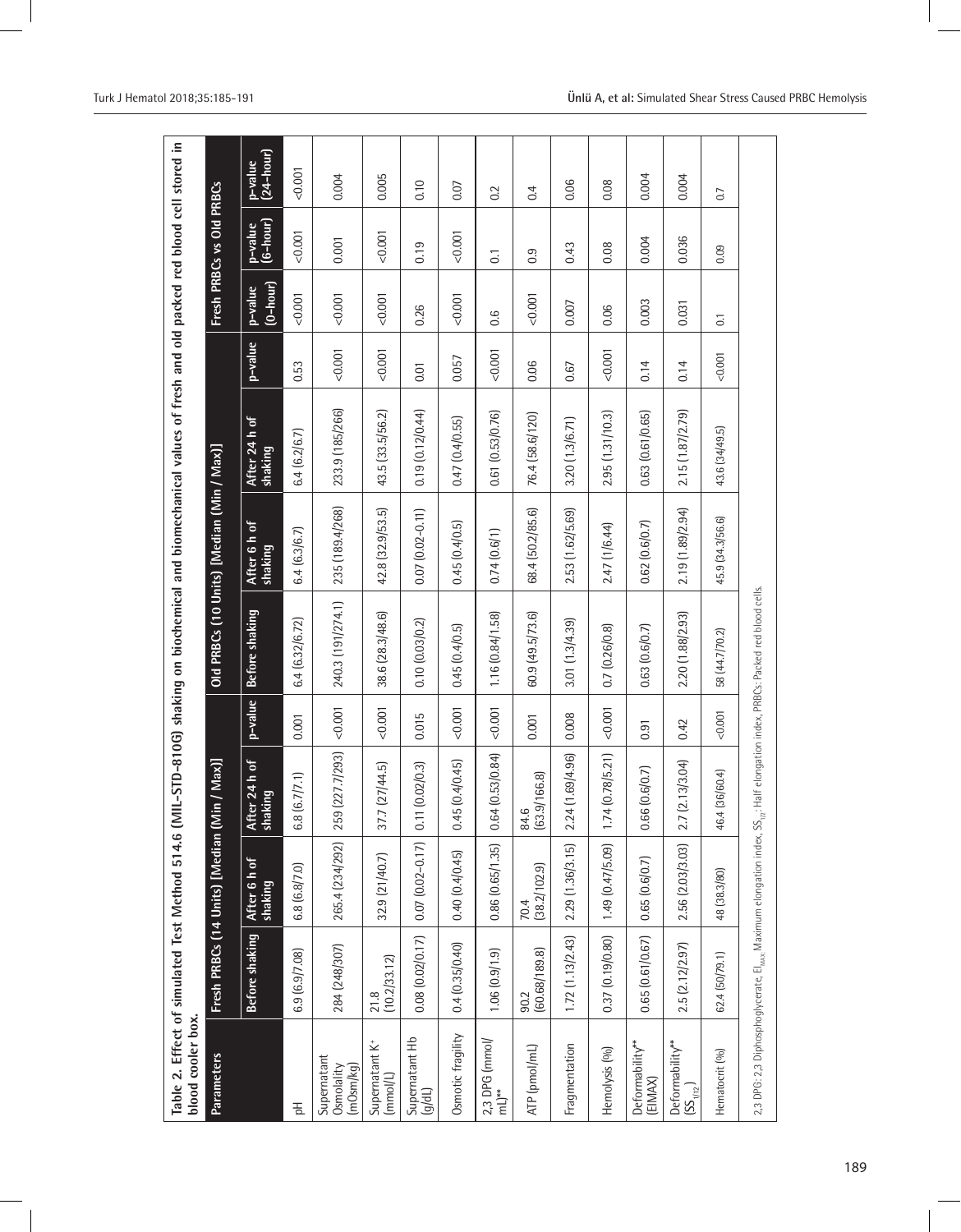**Table 2. Effect of simulated Test Method 514.6 (MIL-STD-810G) shaking on biochemical and biomechanical values of fresh and old packed red blood cell stored in blood cooler box.**

| Parameters | Fresh PRBCs (14 Units) [Median (Min / Max)] | | | | Old PRBCs (10 Units) [Median (Min / Max)] | | | | Fresh PRBCs vs Old PRBCs | | |
|---|---|---|---|---|---|---|---|---|---|---|---|
| | Before shaking | After 6 h of shaking | After 24 h of shaking | p-value | Before shaking | After 6 h of shaking | After 24 h of shaking | p-value | p-value (0-hour) | p-value (6-hour) | p-value (24-hour) |
| pH | 6.9 (6.9/7.08) | 6.8 (6.8/7.0) | 6.8 (6.7/7.1) | 0.001 | 6.4 (6.32/6.72) | 6.4 (6.3/6.7) | 6.4 (6.2/6.7) | 0.53 | <0.001 | <0.001 | <0.001 |
| Supernatant Osmolality (mOsm/kg) | 284 (248/307) | 265.4 (234/292) | 259 (227.7/293) | <0.001 | 240.3 (191/274.1) | 235 (189.4/268) | 233.9 (185/266) | <0.001 | <0.001 | 0.001 | 0.004 |
| Supernatant $K^+$ (mmol/L) | 21.8 (10.2/33.12) | 32.9 (21/40.7) | 37.7 (27/44.5) | <0.001 | 38.6 (28.3/48.6) | 42.8 (32.9/53.5) | 43.5 (33.5/56.2) | <0.001 | <0.001 | <0.001 | 0.005 |
| Supernatant Hb (g/dL) | 0.08 (0.02/0.17) | 0.07 (0.02-0.17) | 0.11 (0.02/0.3) | 0.015 | 0.10 (0.03/0.2) | 0.07 (0.02-0.11) | 0.19 (0.12/0.44) | 0.01 | 0.26 | 0.19 | 0.10 |
| Osmotic fragility | 0.4 (0.35/0.40) | 0.40 (0.4/0.45) | 0.45 (0.4/0.45) | <0.001 | 0.45 (0.4/0.5) | 0.45 (0.4/0.5) | 0.47 (0.4/0.55) | 0.057 | <0.001 | <0.001 | 0.07 |
| 2,3 DPG (mmol/mL)** | 1.06 (0.9/1.9) | 0.86 (0.65/1.35) | 0.64 (0.53/0.84) | <0.001 | 1.16 (0.84/1.58) | 0.74 (0.6/1) | 0.61 (0.53/0.76) | <0.001 | 0.6 | 0.1 | 0.2 |
| ATP (pmol/mL) | 90.2 (60.68/189.8) | 70.4 (38.2/102.9) | 84.6 (63.9/166.8) | 0.001 | 60.9 (49.5/73.6) | 68.4 (50.2/85.6) | 76.4 (58.6/120) | 0.06 | <0.001 | 0.9 | 0.4 |
| Fragmentation | 1.72 (1.13/2.43) | 2.29 (1.36/3.15) | 2.24 (1.69/4.96) | 0.008 | 3.01 (1.3/4.39) | 2.53 (1.62/5.69) | 3.20 (1.3/6.71) | 0.67 | 0.007 | 0.43 | 0.06 |
| Hemolysis (%) | 0.37 (0.19/0.80) | 1.49 (0.47/5.09) | 1.74 (0.78/5.21) | <0.001 | 0.7 (0.26/0.8) | 2.47 (1/6.44) | 2.95 (1.31/10.3) | <0.001 | 0.06 | 0.08 | 0.08 |
| Deformability** (EIMAX) | 0.65 (0.61/0.67) | 0.65 (0.6/0.7) | 0.66 (0.6/0.7) | 0.91 | 0.63 (0.6/0.7) | 0.62 (0.6/0.7) | 0.63 (0.61/0.65) | 0.14 | 0.003 | 0.004 | 0.004 |
| Deformability** ($SS_{1/2}$) | 2.5 (2.12/2.97) | 2.56 (2.03/3.03) | 2.7 (2.13/3.04) | 0.42 | 2.20 (1.88/2.93) | 2.19 (1.89/2.94) | 2.15 (1.87/2.79) | 0.14 | 0.031 | 0.036 | 0.004 |
| Hematocrit (%) | 62.4 (50/79.1) | 48 (38.3/80) | 46.4 (36/60.4) | <0.001 | 58 (44.7/70.2) | 45.9 (34.3/56.6) | 43.6 (34/49.5) | <0.001 | 0.1 | 0.09 | 0.7 |

2,3 DPG: 2,3 Diphosphoglycerate, $EI_{MAX}$: Maximum elongation index, $SS_{1/2}$: Half elongation index, PRBCs: Packed red blood cells.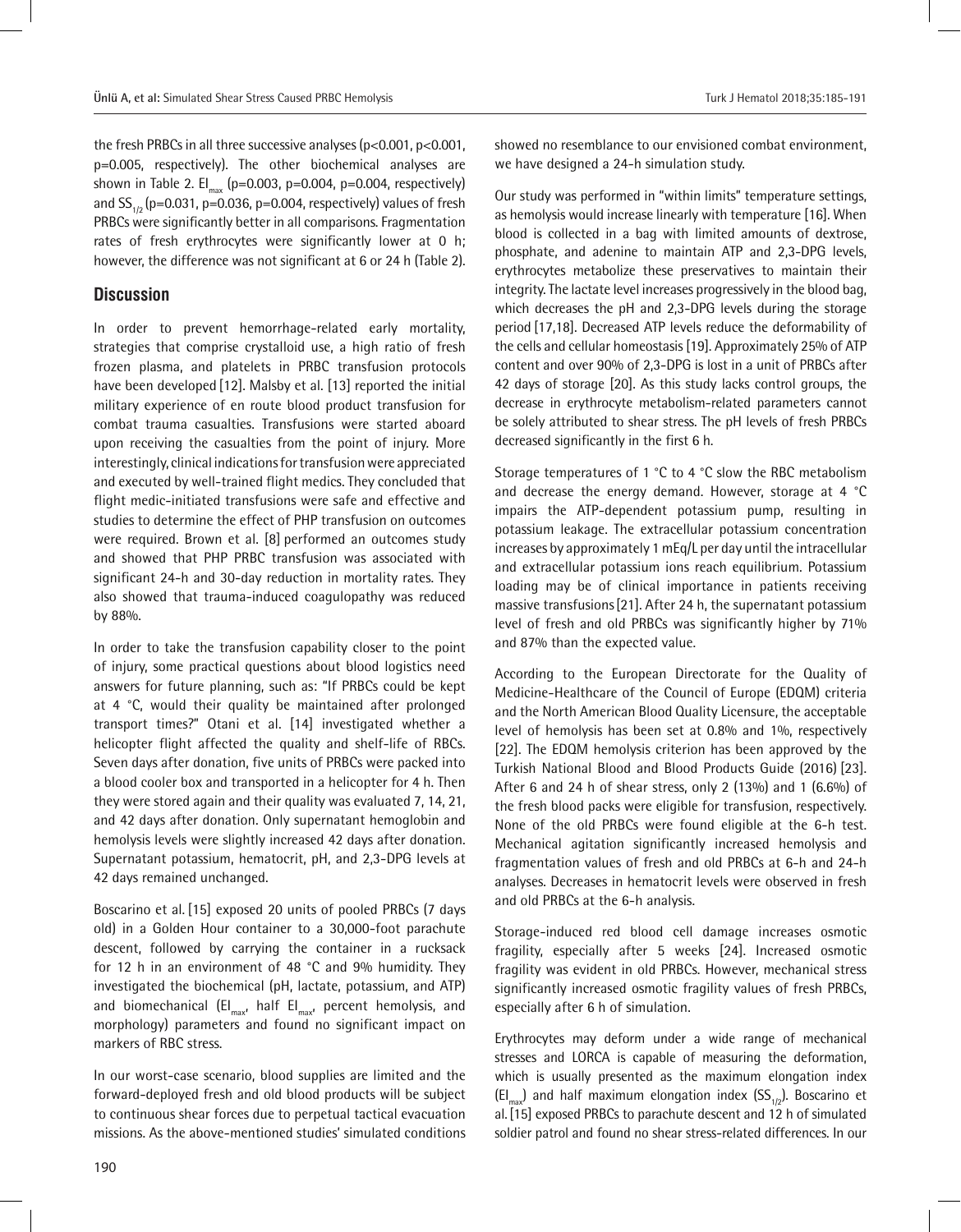the fresh PRBCs in all three successive analyses ($p<0.001$, $p<0.001$, $p=0.005$, respectively). The other biochemical analyses are shown in Table 2. $EI_{max}$ ($p=0.003$, $p=0.004$, $p=0.004$, respectively) and $SS_{1/2}$ ($p=0.031$, $p=0.036$, $p=0.004$, respectively) values of fresh PRBCs were significantly better in all comparisons. Fragmentation rates of fresh erythrocytes were significantly lower at 0 h; however, the difference was not significant at 6 or 24 h (Table 2).

## Discussion

In order to prevent hemorrhage-related early mortality, strategies that comprise crystalloid use, a high ratio of fresh frozen plasma, and platelets in PRBC transfusion protocols have been developed [12]. Malsby et al. [13] reported the initial military experience of en route blood product transfusion for combat trauma casualties. Transfusions were started aboard upon receiving the casualties from the point of injury. More interestingly, clinical indications for transfusion were appreciated and executed by well-trained flight medics. They concluded that flight medic-initiated transfusions were safe and effective and studies to determine the effect of PHP transfusion on outcomes were required. Brown et al. [8] performed an outcomes study and showed that PHP PRBC transfusion was associated with significant 24-h and 30-day reduction in mortality rates. They also showed that trauma-induced coagulopathy was reduced by 88%.

In order to take the transfusion capability closer to the point of injury, some practical questions about blood logistics need answers for future planning, such as: "If PRBCs could be kept at 4 °C, would their quality be maintained after prolonged transport times?" Otani et al. [14] investigated whether a helicopter flight affected the quality and shelf-life of RBCs. Seven days after donation, five units of PRBCs were packed into a blood cooler box and transported in a helicopter for 4 h. Then they were stored again and their quality was evaluated 7, 14, 21, and 42 days after donation. Only supernatant hemoglobin and hemolysis levels were slightly increased 42 days after donation. Supernatant potassium, hematocrit, pH, and 2,3-DPG levels at 42 days remained unchanged.

Boscarino et al. [15] exposed 20 units of pooled PRBCs (7 days old) in a Golden Hour container to a 30,000-foot parachute descent, followed by carrying the container in a rucksack for 12 h in an environment of 48 °C and 9% humidity. They investigated the biochemical (pH, lactate, potassium, and ATP) and biomechanical ($EI_{max}$, half $EI_{max}$, percent hemolysis, and morphology) parameters and found no significant impact on markers of RBC stress.

In our worst-case scenario, blood supplies are limited and the forward-deployed fresh and old blood products will be subject to continuous shear forces due to perpetual tactical evacuation missions. As the above-mentioned studies' simulated conditions showed no resemblance to our envisioned combat environment, we have designed a 24-h simulation study.

Our study was performed in "within limits" temperature settings, as hemolysis would increase linearly with temperature [16]. When blood is collected in a bag with limited amounts of dextrose, phosphate, and adenine to maintain ATP and 2,3-DPG levels, erythrocytes metabolize these preservatives to maintain their integrity. The lactate level increases progressively in the blood bag, which decreases the pH and 2,3-DPG levels during the storage period [17,18]. Decreased ATP levels reduce the deformability of the cells and cellular homeostasis [19]. Approximately 25% of ATP content and over 90% of 2,3-DPG is lost in a unit of PRBCs after 42 days of storage [20]. As this study lacks control groups, the decrease in erythrocyte metabolism-related parameters cannot be solely attributed to shear stress. The pH levels of fresh PRBCs decreased significantly in the first 6 h.

Storage temperatures of 1 °C to 4 °C slow the RBC metabolism and decrease the energy demand. However, storage at 4 °C impairs the ATP-dependent potassium pump, resulting in potassium leakage. The extracellular potassium concentration increases by approximately 1 mEq/L per day until the intracellular and extracellular potassium ions reach equilibrium. Potassium loading may be of clinical importance in patients receiving massive transfusions [21]. After 24 h, the supernatant potassium level of fresh and old PRBCs was significantly higher by 71% and 87% than the expected value.

According to the European Directorate for the Quality of Medicine-Healthcare of the Council of Europe (EDQM) criteria and the North American Blood Quality Licensure, the acceptable level of hemolysis has been set at 0.8% and 1%, respectively [22]. The EDQM hemolysis criterion has been approved by the Turkish National Blood and Blood Products Guide (2016) [23]. After 6 and 24 h of shear stress, only 2 (13%) and 1 (6.6%) of the fresh blood packs were eligible for transfusion, respectively. None of the old PRBCs were found eligible at the 6-h test. Mechanical agitation significantly increased hemolysis and fragmentation values of fresh and old PRBCs at 6-h and 24-h analyses. Decreases in hematocrit levels were observed in fresh and old PRBCs at the 6-h analysis.

Storage-induced red blood cell damage increases osmotic fragility, especially after 5 weeks [24]. Increased osmotic fragility was evident in old PRBCs. However, mechanical stress significantly increased osmotic fragility values of fresh PRBCs, especially after 6 h of simulation.

Erythrocytes may deform under a wide range of mechanical stresses and LORCA is capable of measuring the deformation, which is usually presented as the maximum elongation index ($EI_{max}$) and half maximum elongation index ($SS_{1/2}$). Boscarino et al. [15] exposed PRBCs to parachute descent and 12 h of simulated soldier patrol and found no shear stress-related differences. In our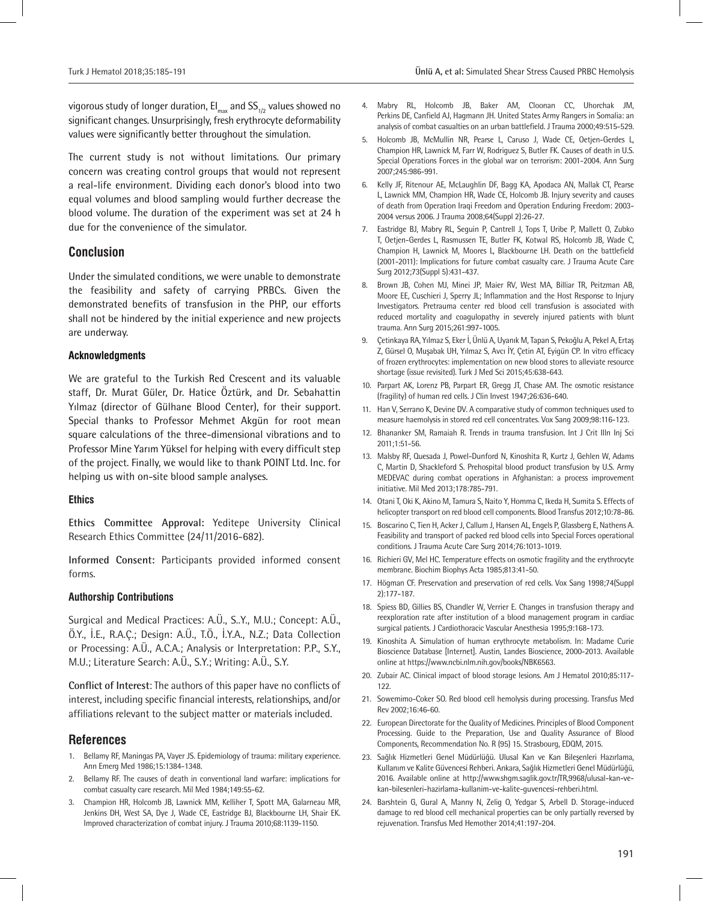vigorous study of longer duration, $EI_{max}$ and $SS_{1/2}$ values showed no significant changes. Unsurprisingly, fresh erythrocyte deformability values were significantly better throughout the simulation.

The current study is not without limitations. Our primary concern was creating control groups that would not represent a real-life environment. Dividing each donor's blood into two equal volumes and blood sampling would further decrease the blood volume. The duration of the experiment was set at 24 h due for the convenience of the simulator.

## Conclusion

Under the simulated conditions, we were unable to demonstrate the feasibility and safety of carrying PRBCs. Given the demonstrated benefits of transfusion in the PHP, our efforts shall not be hindered by the initial experience and new projects are underway.

### Acknowledgments

We are grateful to the Turkish Red Crescent and its valuable staff, Dr. Murat Güler, Dr. Hatice Öztürk, and Dr. Sebahattin Yılmaz (director of Gülhane Blood Center), for their support. Special thanks to Professor Mehmet Akgün for root mean square calculations of the three-dimensional vibrations and to Professor Mine Yarım Yüksel for helping with every difficult step of the project. Finally, we would like to thank POINT Ltd. Inc. for helping us with on-site blood sample analyses.

### Ethics

**Ethics Committee Approval:** Yeditepe University Clinical Research Ethics Committee (24/11/2016-682).

**Informed Consent:** Participants provided informed consent forms.

### Authorship Contributions

Surgical and Medical Practices: A.Ü., S..Y., M.U.; Concept: A.Ü., Ö.Y., İ.E., R.A.Ç.; Design: A.Ü., T.Ö., İ.Y.A., N.Z.; Data Collection or Processing: A.Ü., A.C.A.; Analysis or Interpretation: P.P., S.Y., M.U.; Literature Search: A.Ü., S.Y.; Writing: A.Ü., S.Y.

**Conflict of Interest**: The authors of this paper have no conflicts of interest, including specific financial interests, relationships, and/or affiliations relevant to the subject matter or materials included.

## References

1. Bellamy RF, Maningas PA, Vayer JS. Epidemiology of trauma: military experience. Ann Emerg Med 1986;15:1384-1348.
2. Bellamy RF. The causes of death in conventional land warfare: implications for combat casualty care research. Mil Med 1984;149:55-62.
3. Champion HR, Holcomb JB, Lawnick MM, Kelliher T, Spott MA, Galarneau MR, Jenkins DH, West SA, Dye J, Wade CE, Eastridge BJ, Blackbourne LH, Shair EK. Improved characterization of combat injury. J Trauma 2010;68:1139-1150.
4. Mabry RL, Holcomb JB, Baker AM, Cloonan CC, Uhorchak JM, Perkins DE, Canfield AJ, Hagmann JH. United States Army Rangers in Somalia: an analysis of combat casualties on an urban battlefield. J Trauma 2000;49:515-529.
5. Holcomb JB, McMullin NR, Pearse L, Caruso J, Wade CE, Oetjen-Gerdes L, Champion HR, Lawnick M, Farr W, Rodriguez S, Butler FK. Causes of death in U.S. Special Operations Forces in the global war on terrorism: 2001-2004. Ann Surg 2007;245:986-991.
6. Kelly JF, Ritenour AE, McLaughlin DF, Bagg KA, Apodaca AN, Mallak CT, Pearse L, Lawnick MM, Champion HR, Wade CE, Holcomb JB. Injury severity and causes of death from Operation Iraqi Freedom and Operation Enduring Freedom: 2003-2004 versus 2006. J Trauma 2008;64(Suppl 2):26-27.
7. Eastridge BJ, Mabry RL, Seguin P, Cantrell J, Tops T, Uribe P, Mallett O, Zubko T, Oetjen-Gerdes L, Rasmussen TE, Butler FK, Kotwal RS, Holcomb JB, Wade C, Champion H, Lawnick M, Moores L, Blackbourne LH. Death on the battlefield (2001-2011): Implications for future combat casualty care. J Trauma Acute Care Surg 2012;73(Suppl 5):431-437.
8. Brown JB, Cohen MJ, Minei JP, Maier RV, West MA, Billiar TR, Peitzman AB, Moore EE, Cuschieri J, Sperry JL; Inflammation and the Host Response to Injury Investigators. Pretrauma center red blood cell transfusion is associated with reduced mortality and coagulopathy in severely injured patients with blunt trauma. Ann Surg 2015;261:997-1005.
9. Çetinkaya RA, Yılmaz S, Eker İ, Ünlü A, Uyanık M, Tapan S, Pekoğlu A, Pekel A, Ertaş Z, Gürsel O, Muşabak UH, Yılmaz S, Avcı İY, Çetin AT, Eyigün CP. In vitro efficacy of frozen erythrocytes: implementation on new blood stores to alleviate resource shortage (issue revisited). Turk J Med Sci 2015;45:638-643.
10. Parpart AK, Lorenz PB, Parpart ER, Gregg JT, Chase AM. The osmotic resistance (fragility) of human red cells. J Clin Invest 1947;26:636-640.
11. Han V, Serrano K, Devine DV. A comparative study of common techniques used to measure haemolysis in stored red cell concentrates. Vox Sang 2009;98:116-123.
12. Bhananker SM, Ramaiah R. Trends in trauma transfusion. Int J Crit Illn Inj Sci 2011;1:51-56.
13. Malsby RF, Quesada J, Powel-Dunford N, Kinoshita R, Kurtz J, Gehlen W, Adams C, Martin D, Shackleford S. Prehospital blood product transfusion by U.S. Army MEDEVAC during combat operations in Afghanistan: a process improvement initiative. Mil Med 2013;178:785-791.
14. Otani T, Oki K, Akino M, Tamura S, Naito Y, Homma C, Ikeda H, Sumita S. Effects of helicopter transport on red blood cell components. Blood Transfus 2012;10:78-86.
15. Boscarino C, Tien H, Acker J, Callum J, Hansen AL, Engels P, Glassberg E, Nathens A. Feasibility and transport of packed red blood cells into Special Forces operational conditions. J Trauma Acute Care Surg 2014;76:1013-1019.
16. Richieri GV, Mel HC. Temperature effects on osmotic fragility and the erythrocyte membrane. Biochim Biophys Acta 1985;813:41-50.
17. Högman CF. Preservation and preservation of red cells. Vox Sang 1998;74(Suppl 2):177-187.
18. Spiess BD, Gillies BS, Chandler W, Verrier E. Changes in transfusion therapy and reexploration rate after institution of a blood management program in cardiac surgical patients. J Cardiothoracic Vascular Anesthesia 1995;9:168-173.
19. Kinoshita A. Simulation of human erythrocyte metabolism. In: Madame Curie Bioscience Database [Internet]. Austin, Landes Bioscience, 2000-2013. Available online at https://www.ncbi.nlm.nih.gov/books/NBK6563.
20. Zubair AC. Clinical impact of blood storage lesions. Am J Hematol 2010;85:117-122.
21. Sowemimo-Coker SO. Red blood cell hemolysis during processing. Transfus Med Rev 2002;16:46-60.
22. European Directorate for the Quality of Medicines. Principles of Blood Component Processing. Guide to the Preparation, Use and Quality Assurance of Blood Components, Recommendation No. R (95) 15. Strasbourg, EDQM, 2015.
23. Sağlık Hizmetleri Genel Müdürlüğü. Ulusal Kan ve Kan Bileşenleri Hazırlama, Kullanım ve Kalite Güvencesi Rehberi. Ankara, Sağlık Hizmetleri Genel Müdürlüğü, 2016. Available online at http://www.shgm.saglik.gov.tr/TR,9968/ulusal-kan-ve-kan-bilesenleri-hazirlama-kullanim-ve-kalite-guvencesi-rehberi.html.
24. Barshtein G, Gural A, Manny N, Zelig O, Yedgar S, Arbell D. Storage-induced damage to red blood cell mechanical properties can be only partially reversed by rejuvenation. Transfus Med Hemother 2014;41:197-204.